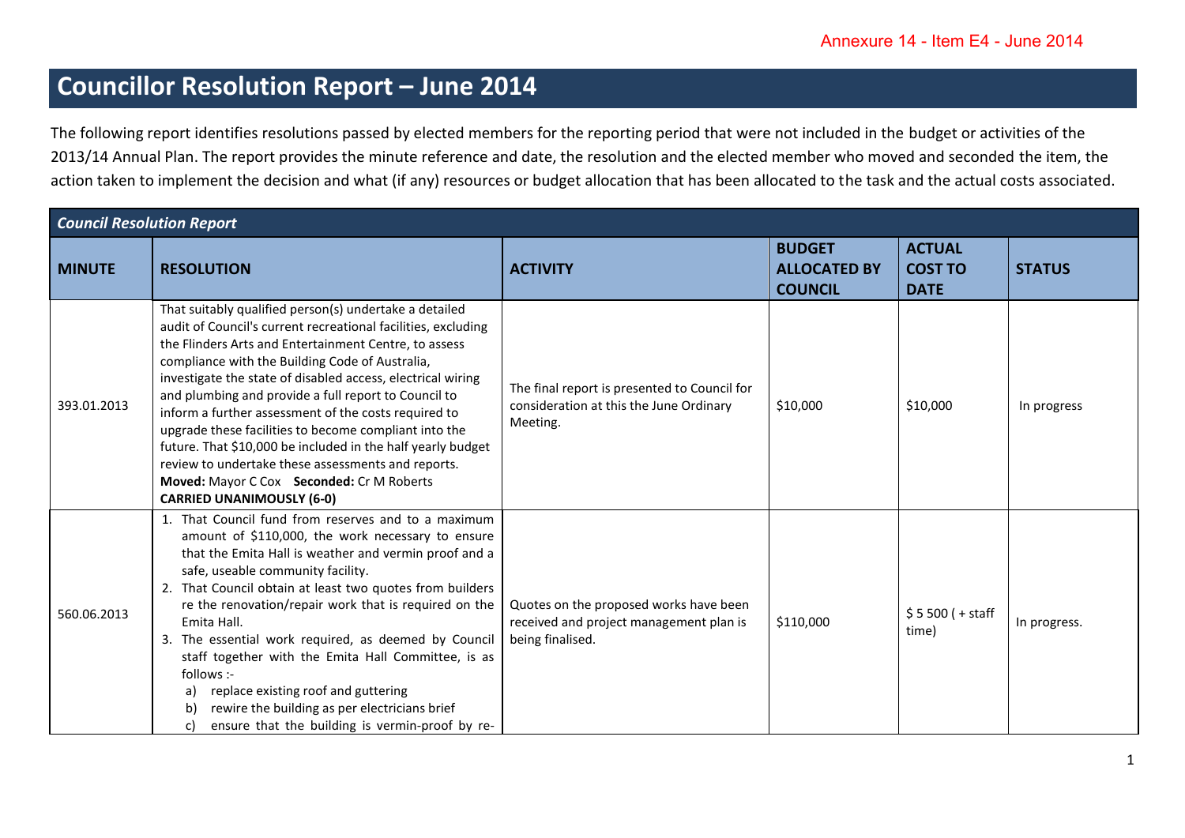Annexure 14 - Item E4 - June 2014

# Councillor Resolution Report – June 2014

The following report identifies resolutions passed by elected members for the reporting period that were not included in the budget or activities of the 2013/14 Annual Plan. The report provides the minute reference and date, the resolution and the elected member who moved and seconded the item, the action taken to implement the decision and what (if any) resources or budget allocation that has been allocated to the task and the actual costs associated.

| *Council Resolution Report* | | | | | |
|---|---|---|---|---|---|
| **MINUTE** | **RESOLUTION** | **ACTIVITY** | **BUDGET ALLOCATED BY COUNCIL** | **ACTUAL COST TO DATE** | **STATUS** |
| 393.01.2013 | That suitably qualified person(s) undertake a detailed audit of Council's current recreational facilities, excluding the Flinders Arts and Entertainment Centre, to assess compliance with the Building Code of Australia, investigate the state of disabled access, electrical wiring and plumbing and provide a full report to Council to inform a further assessment of the costs required to upgrade these facilities to become compliant into the future. That $10,000 be included in the half yearly budget review to undertake these assessments and reports. **Moved:** Mayor C Cox **Seconded:** Cr M Roberts **CARRIED UNANIMOUSLY (6-0)** | The final report is presented to Council for consideration at this the June Ordinary Meeting. | $10,000 | $10,000 | In progress |
| 560.06.2013 | 1. That Council fund from reserves and to a maximum amount of $110,000, the work necessary to ensure that the Emita Hall is weather and vermin proof and a safe, useable community facility.<br>2. That Council obtain at least two quotes from builders re the renovation/repair work that is required on the Emita Hall.<br>3. The essential work required, as deemed by Council staff together with the Emita Hall Committee, is as follows :-<br>a) replace existing roof and guttering<br>b) rewire the building as per electricians brief<br>c) ensure that the building is vermin-proof by re- | Quotes on the proposed works have been received and project management plan is being finalised. | $110,000 | $ 5 500 ( + staff time) | In progress. |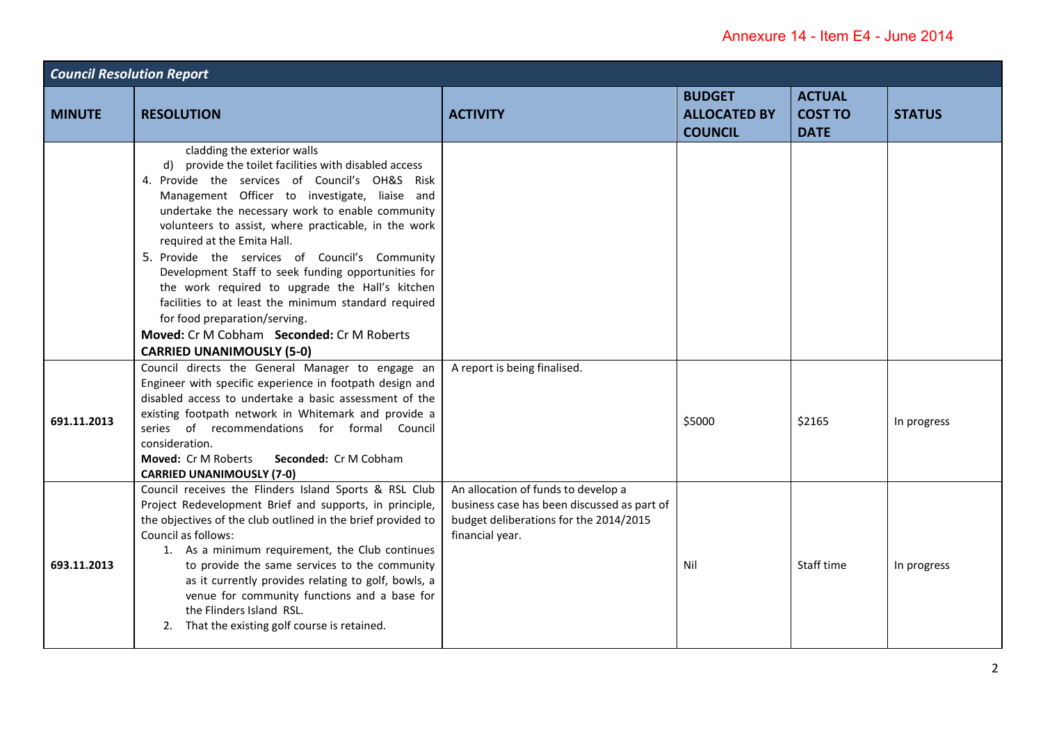Annexure 14 - Item E4 - June 2014

| *Council Resolution Report* | | | | | |
|---|---|---|---|---|---|
| **MINUTE** | **RESOLUTION** | **ACTIVITY** | **BUDGET ALLOCATED BY COUNCIL** | **ACTUAL COST TO DATE** | **STATUS** |
| | cladding the exterior walls<br>d) provide the toilet facilities with disabled access<br>4. Provide the services of Council's OH&S Risk Management Officer to investigate, liaise and undertake the necessary work to enable community volunteers to assist, where practicable, in the work required at the Emita Hall.<br>5. Provide the services of Council's Community Development Staff to seek funding opportunities for the work required to upgrade the Hall's kitchen facilities to at least the minimum standard required for food preparation/serving.<br>**Moved:** Cr M Cobham **Seconded:** Cr M Roberts<br>**CARRIED UNANIMOUSLY (5-0)** | | | | |
| 691.11.2013 | Council directs the General Manager to engage an Engineer with specific experience in footpath design and disabled access to undertake a basic assessment of the existing footpath network in Whitemark and provide a series of recommendations for formal Council consideration.<br>**Moved:** Cr M Roberts **Seconded:** Cr M Cobham<br>**CARRIED UNANIMOUSLY (7-0)** | A report is being finalised. | $5000 | $2165 | In progress |
| 693.11.2013 | Council receives the Flinders Island Sports & RSL Club Project Redevelopment Brief and supports, in principle, the objectives of the club outlined in the brief provided to Council as follows:<br>1. As a minimum requirement, the Club continues to provide the same services to the community as it currently provides relating to golf, bowls, a venue for community functions and a base for the Flinders Island RSL.<br>2. That the existing golf course is retained. | An allocation of funds to develop a business case has been discussed as part of budget deliberations for the 2014/2015 financial year. | Nil | Staff time | In progress |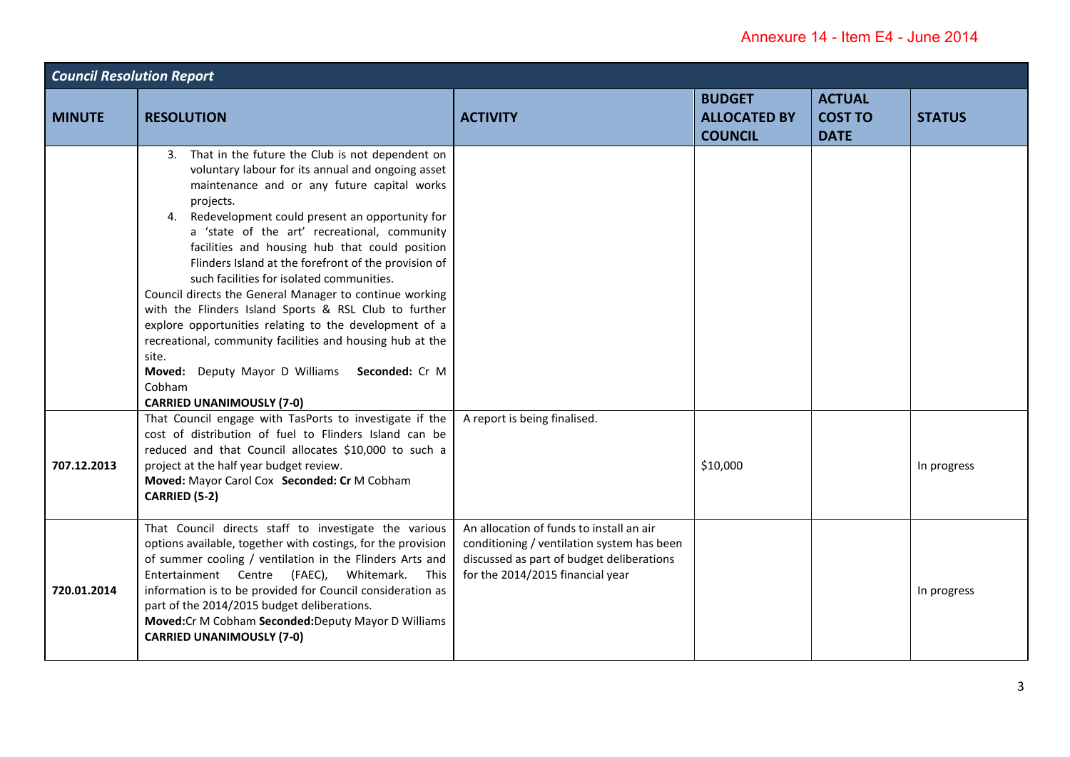Annexure 14 - Item E4 - June 2014

| *Council Resolution Report* | | | | | |
|---|---|---|---|---|---|
| **MINUTE** | **RESOLUTION** | **ACTIVITY** | **BUDGET ALLOCATED BY COUNCIL** | **ACTUAL COST TO DATE** | **STATUS** |
| | 3. That in the future the Club is not dependent on voluntary labour for its annual and ongoing asset maintenance and or any future capital works projects.<br>4. Redevelopment could present an opportunity for a 'state of the art' recreational, community facilities and housing hub that could position Flinders Island at the forefront of the provision of such facilities for isolated communities.<br>Council directs the General Manager to continue working with the Flinders Island Sports & RSL Club to further explore opportunities relating to the development of a recreational, community facilities and housing hub at the site.<br>**Moved:** Deputy Mayor D Williams **Seconded:** Cr M Cobham<br>**CARRIED UNANIMOUSLY (7-0)** | | | | |
| **707.12.2013** | That Council engage with TasPorts to investigate if the cost of distribution of fuel to Flinders Island can be reduced and that Council allocates $10,000 to such a project at the half year budget review.<br>**Moved:** Mayor Carol Cox **Seconded: Cr** M Cobham<br>**CARRIED (5-2)** | A report is being finalised. | $10,000 | | In progress |
| **720.01.2014** | That Council directs staff to investigate the various options available, together with costings, for the provision of summer cooling / ventilation in the Flinders Arts and Entertainment Centre (FAEC), Whitemark. This information is to be provided for Council consideration as part of the 2014/2015 budget deliberations.<br>**Moved:**Cr M Cobham **Seconded:**Deputy Mayor D Williams<br>**CARRIED UNANIMOUSLY (7-0)** | An allocation of funds to install an air conditioning / ventilation system has been discussed as part of budget deliberations for the 2014/2015 financial year | | | In progress |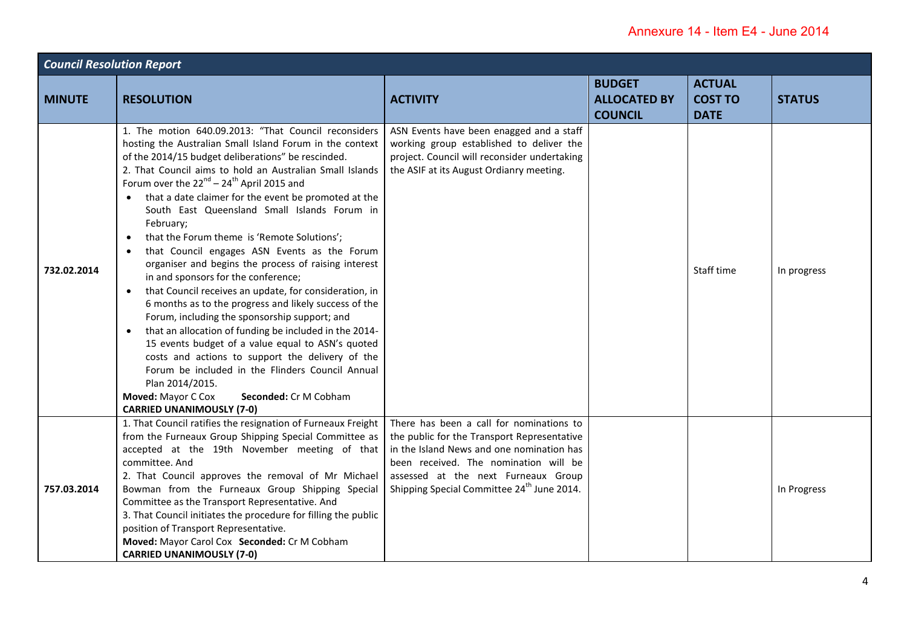Annexure 14 - Item E4 - June 2014

| *Council Resolution Report* | | | | | |
|---|---|---|---|---|---|
| **MINUTE** | **RESOLUTION** | **ACTIVITY** | **BUDGET ALLOCATED BY COUNCIL** | **ACTUAL COST TO DATE** | **STATUS** |
| 732.02.2014 | 1. The motion 640.09.2013: "That Council reconsiders hosting the Australian Small Island Forum in the context of the 2014/15 budget deliberations" be rescinded.<br>2. That Council aims to hold an Australian Small Islands Forum over the 22nd – 24th April 2015 and<br>• that a date claimer for the event be promoted at the South East Queensland Small Islands Forum in February;<br>• that the Forum theme is 'Remote Solutions';<br>• that Council engages ASN Events as the Forum organiser and begins the process of raising interest in and sponsors for the conference;<br>• that Council receives an update, for consideration, in 6 months as to the progress and likely success of the Forum, including the sponsorship support; and<br>• that an allocation of funding be included in the 2014-15 events budget of a value equal to ASN's quoted costs and actions to support the delivery of the Forum be included in the Flinders Council Annual Plan 2014/2015.<br>**Moved:** Mayor C Cox **Seconded:** Cr M Cobham<br>**CARRIED UNANIMOUSLY (7-0)** | ASN Events have been enagged and a staff working group established to deliver the project. Council will reconsider undertaking the ASIF at its August Ordianry meeting. | | Staff time | In progress |
| 757.03.2014 | 1. That Council ratifies the resignation of Furneaux Freight from the Furneaux Group Shipping Special Committee as accepted at the 19th November meeting of that committee. And<br>2. That Council approves the removal of Mr Michael Bowman from the Furneaux Group Shipping Special Committee as the Transport Representative. And<br>3. That Council initiates the procedure for filling the public position of Transport Representative.<br>**Moved:** Mayor Carol Cox **Seconded:** Cr M Cobham<br>**CARRIED UNANIMOUSLY (7-0)** | There has been a call for nominations to the public for the Transport Representative in the Island News and one nomination has been received. The nomination will be assessed at the next Furneaux Group Shipping Special Committee 24th June 2014. | | | In Progress |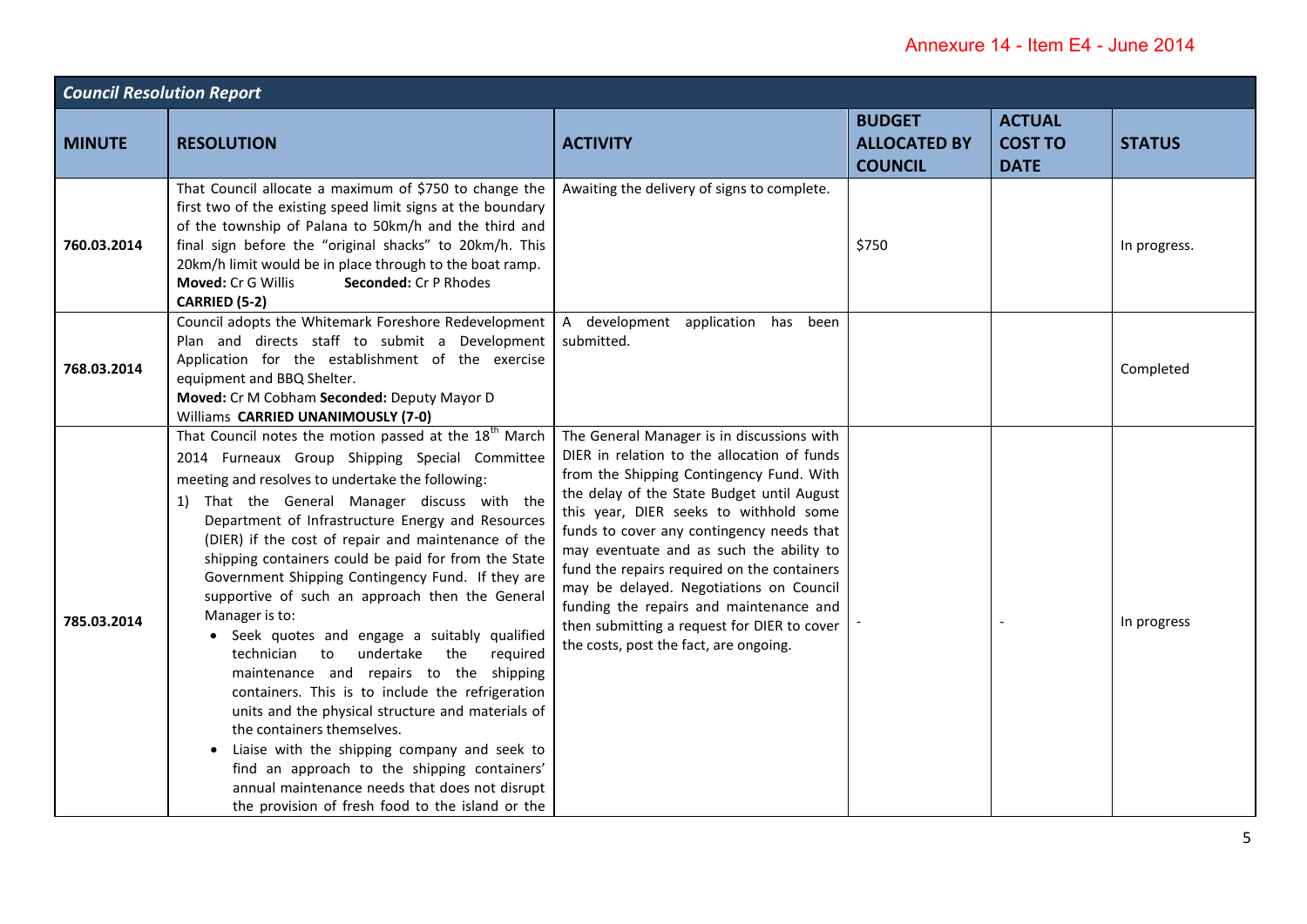Annexure 14 - Item E4 - June 2014

| *Council Resolution Report* | | | | | |
|---|---|---|---|---|---|
| **MINUTE** | **RESOLUTION** | **ACTIVITY** | **BUDGET ALLOCATED BY COUNCIL** | **ACTUAL COST TO DATE** | **STATUS** |
| **760.03.2014** | That Council allocate a maximum of $750 to change the first two of the existing speed limit signs at the boundary of the township of Palana to 50km/h and the third and final sign before the "original shacks" to 20km/h. This 20km/h limit would be in place through to the boat ramp. **Moved:** Cr G Willis **Seconded:** Cr P Rhodes **CARRIED (5-2)** | Awaiting the delivery of signs to complete. | $750 | | In progress. |
| **768.03.2014** | Council adopts the Whitemark Foreshore Redevelopment Plan and directs staff to submit a Development Application for the establishment of the exercise equipment and BBQ Shelter. **Moved:** Cr M Cobham **Seconded:** Deputy Mayor D Williams **CARRIED UNANIMOUSLY (7-0)** | A development application has been submitted. | | | Completed |
| **785.03.2014** | That Council notes the motion passed at the 18th March 2014 Furneaux Group Shipping Special Committee meeting and resolves to undertake the following:<br>1) That the General Manager discuss with the Department of Infrastructure Energy and Resources (DIER) if the cost of repair and maintenance of the shipping containers could be paid for from the State Government Shipping Contingency Fund. If they are supportive of such an approach then the General Manager is to:<br>• Seek quotes and engage a suitably qualified technician to undertake the required maintenance and repairs to the shipping containers. This is to include the refrigeration units and the physical structure and materials of the containers themselves.<br>• Liaise with the shipping company and seek to find an approach to the shipping containers' annual maintenance needs that does not disrupt the provision of fresh food to the island or the | The General Manager is in discussions with DIER in relation to the allocation of funds from the Shipping Contingency Fund. With the delay of the State Budget until August this year, DIER seeks to withhold some funds to cover any contingency needs that may eventuate and as such the ability to fund the repairs required on the containers may be delayed. Negotiations on Council funding the repairs and maintenance and then submitting a request for DIER to cover the costs, post the fact, are ongoing. | - | - | In progress |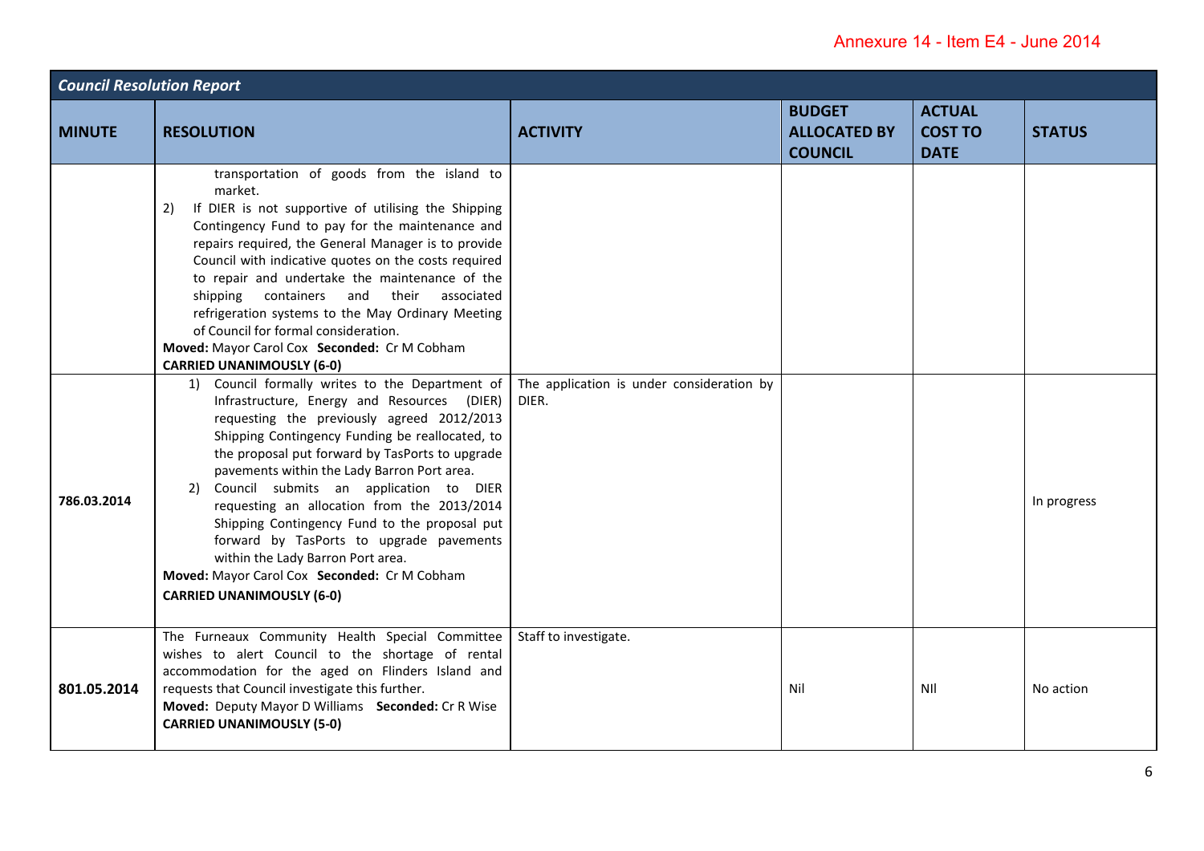## Council Resolution Report

| MINUTE | RESOLUTION | ACTIVITY | BUDGET ALLOCATED BY COUNCIL | ACTUAL COST TO DATE | STATUS |
|---|---|---|---|---|---|
| | transportation of goods from the island to market.<br>2) If DIER is not supportive of utilising the Shipping Contingency Fund to pay for the maintenance and repairs required, the General Manager is to provide Council with indicative quotes on the costs required to repair and undertake the maintenance of the shipping containers and their associated refrigeration systems to the May Ordinary Meeting of Council for formal consideration.<br>**Moved:** Mayor Carol Cox **Seconded:** Cr M Cobham<br>**CARRIED UNANIMOUSLY (6-0)** | | | | |
| 786.03.2014 | 1) Council formally writes to the Department of Infrastructure, Energy and Resources (DIER) requesting the previously agreed 2012/2013 Shipping Contingency Funding be reallocated, to the proposal put forward by TasPorts to upgrade pavements within the Lady Barron Port area.<br>2) Council submits an application to DIER requesting an allocation from the 2013/2014 Shipping Contingency Fund to the proposal put forward by TasPorts to upgrade pavements within the Lady Barron Port area.<br>**Moved:** Mayor Carol Cox **Seconded:** Cr M Cobham<br>**CARRIED UNANIMOUSLY (6-0)** | The application is under consideration by DIER. | | | In progress |
| 801.05.2014 | The Furneaux Community Health Special Committee wishes to alert Council to the shortage of rental accommodation for the aged on Flinders Island and requests that Council investigate this further.<br>**Moved:** Deputy Mayor D Williams **Seconded:** Cr R Wise<br>**CARRIED UNANIMOUSLY (5-0)** | Staff to investigate. | Nil | NIl | No action |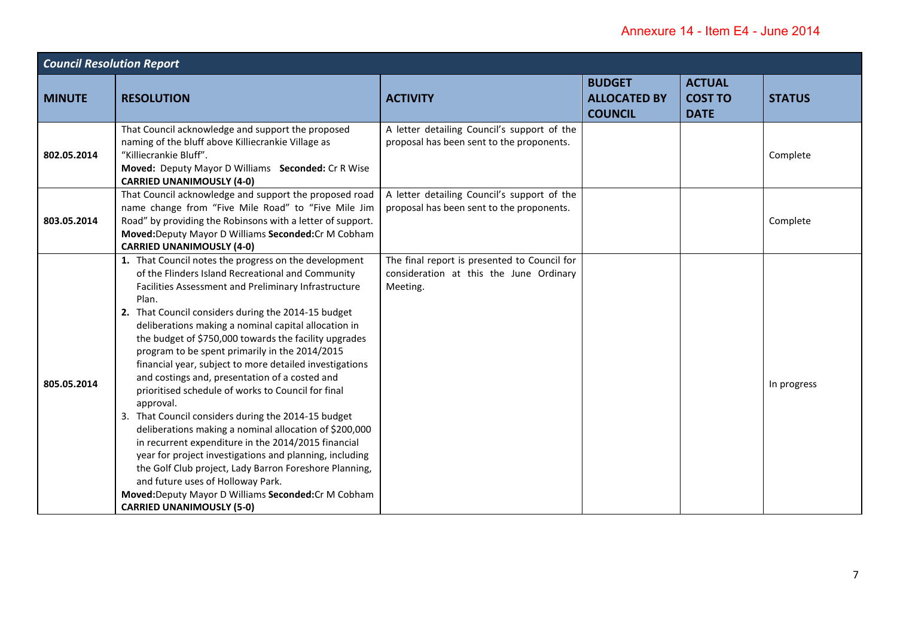Annexure 14 - Item E4 - June 2014

| *Council Resolution Report* | | | | | |
|---|---|---|---|---|---|
| **MINUTE** | **RESOLUTION** | **ACTIVITY** | **BUDGET ALLOCATED BY COUNCIL** | **ACTUAL COST TO DATE** | **STATUS** |
| 802.05.2014 | That Council acknowledge and support the proposed naming of the bluff above Killiecrankie Village as "Killiecrankie Bluff".<br>**Moved:** Deputy Mayor D Williams **Seconded:** Cr R Wise<br>**CARRIED UNANIMOUSLY (4-0)** | A letter detailing Council's support of the proposal has been sent to the proponents. | | | Complete |
| 803.05.2014 | That Council acknowledge and support the proposed road name change from "Five Mile Road" to "Five Mile Jim Road" by providing the Robinsons with a letter of support.<br>**Moved:**Deputy Mayor D Williams **Seconded:**Cr M Cobham<br>**CARRIED UNANIMOUSLY (4-0)** | A letter detailing Council's support of the proposal has been sent to the proponents. | | | Complete |
| 805.05.2014 | **1.** That Council notes the progress on the development of the Flinders Island Recreational and Community Facilities Assessment and Preliminary Infrastructure Plan.<br>**2.** That Council considers during the 2014-15 budget deliberations making a nominal capital allocation in the budget of $750,000 towards the facility upgrades program to be spent primarily in the 2014/2015 financial year, subject to more detailed investigations and costings and, presentation of a costed and prioritised schedule of works to Council for final approval.<br>3. That Council considers during the 2014-15 budget deliberations making a nominal allocation of $200,000 in recurrent expenditure in the 2014/2015 financial year for project investigations and planning, including the Golf Club project, Lady Barron Foreshore Planning, and future uses of Holloway Park.<br>**Moved:**Deputy Mayor D Williams **Seconded:**Cr M Cobham<br>**CARRIED UNANIMOUSLY (5-0)** | The final report is presented to Council for consideration at this the June Ordinary Meeting. | | | In progress |